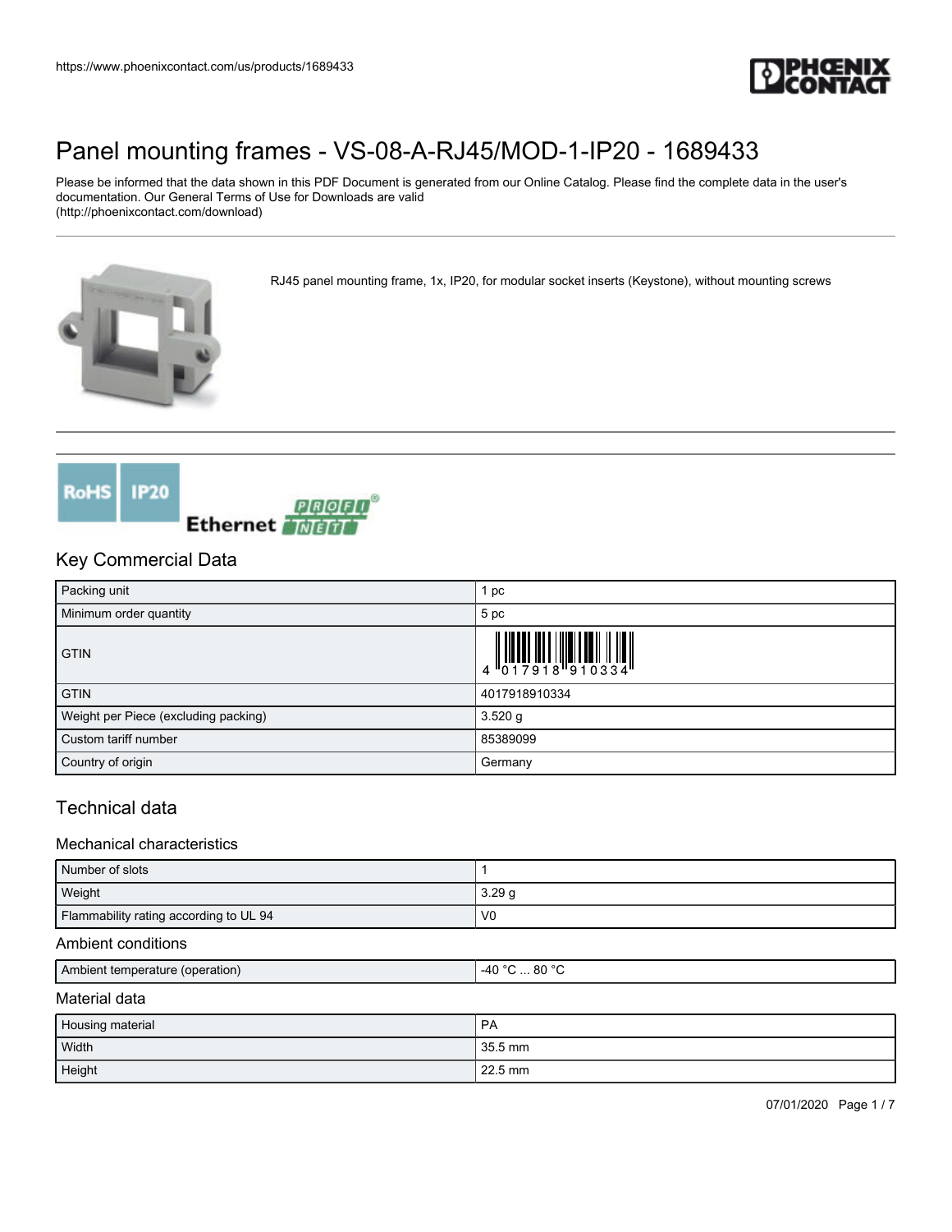# Panel mounting frames - VS-08-A-RJ45/MOD-1-IP20 - 1689433

Please be informed that the data shown in this PDF Document is generated from our Online Catalog. Please find the complete data in the user's documentation. Our General Terms of Use for Downloads are valid (http://phoenixcontact.com/download)

RJ45 panel mounting frame, 1x, IP20, for modular socket inserts (Keystone), without mounting screws

## Key Commercial Data

| | |
|---|---|
| Packing unit | 1 pc |
| Minimum order quantity | 5 pc |
| GTIN | 4 017918 910334 |
| GTIN | 4017918910334 |
| Weight per Piece (excluding packing) | 3.520 g |
| Custom tariff number | 85389099 |
| Country of origin | Germany |

## Technical data

### Mechanical characteristics

| | |
|---|---|
| Number of slots | 1 |
| Weight | 3.29 g |
| Flammability rating according to UL 94 | V0 |

### Ambient conditions

| | |
|---|---|
| Ambient temperature (operation) | -40 °C ... 80 °C |

### Material data

| | |
|---|---|
| Housing material | PA |
| Width | 35.5 mm |
| Height | 22.5 mm |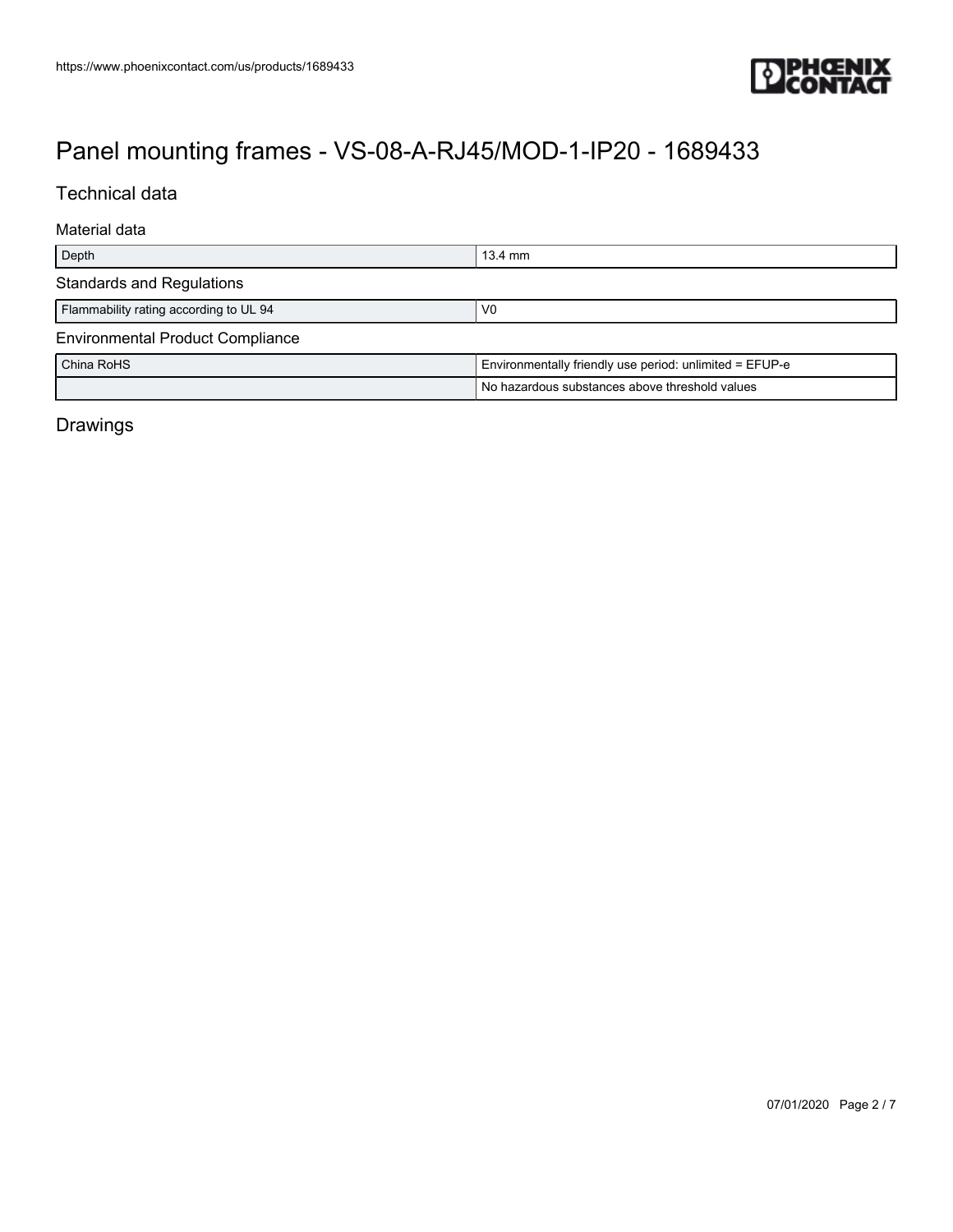# Panel mounting frames - VS-08-A-RJ45/MOD-1-IP20 - 1689433

## Technical data

### Material data

| | |
|---|---|
| Depth | 13.4 mm |

### Standards and Regulations

| | |
|---|---|
| Flammability rating according to UL 94 | V0 |

### Environmental Product Compliance

| | |
|---|---|
| China RoHS | Environmentally friendly use period: unlimited = EFUP-e |
| | No hazardous substances above threshold values |

## Drawings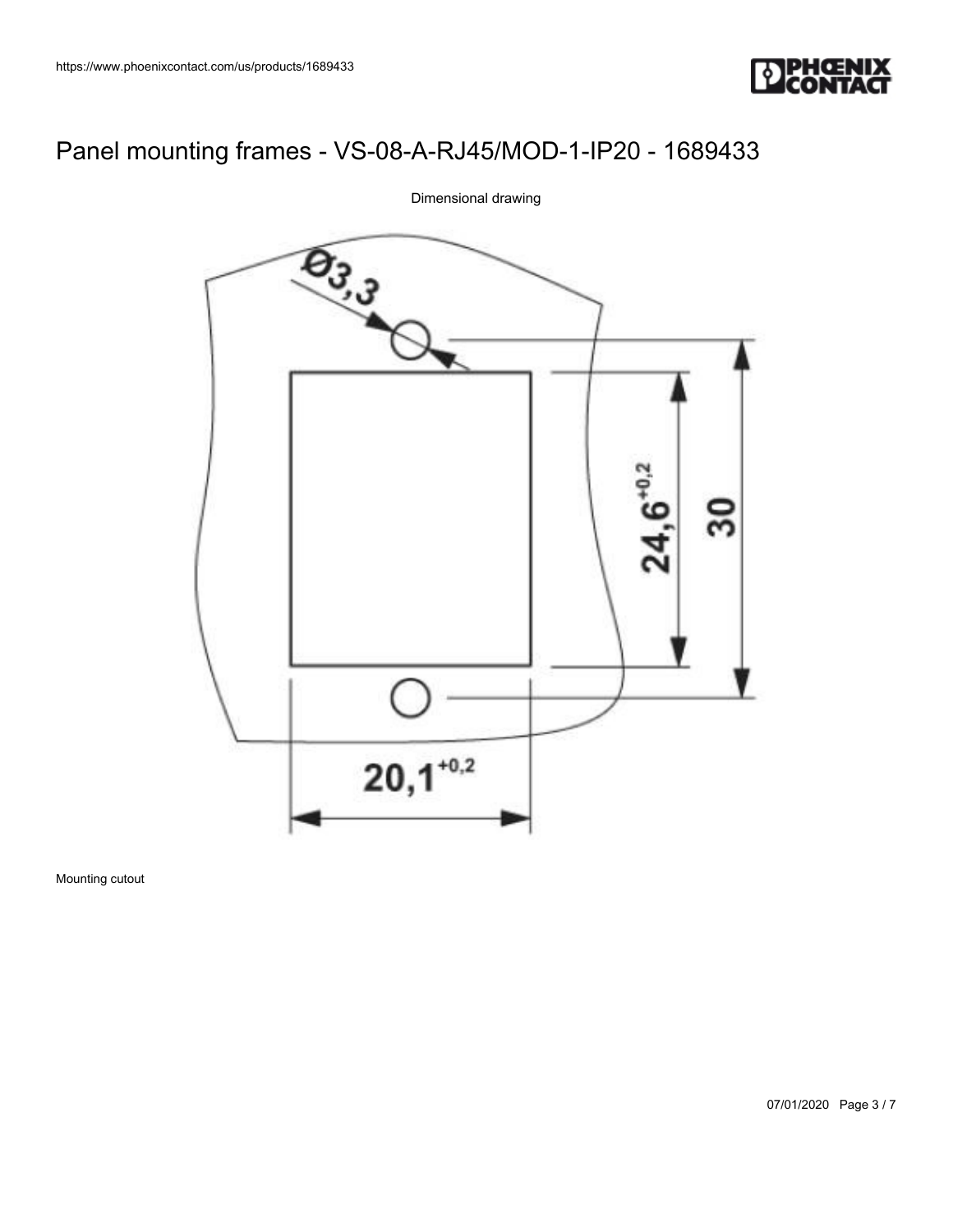# Panel mounting frames - VS-08-A-RJ45/MOD-1-IP20 - 1689433

Dimensional drawing

Ø3,3

24,6$^{+0,2}$

30

20,1$^{+0,2}$

Mounting cutout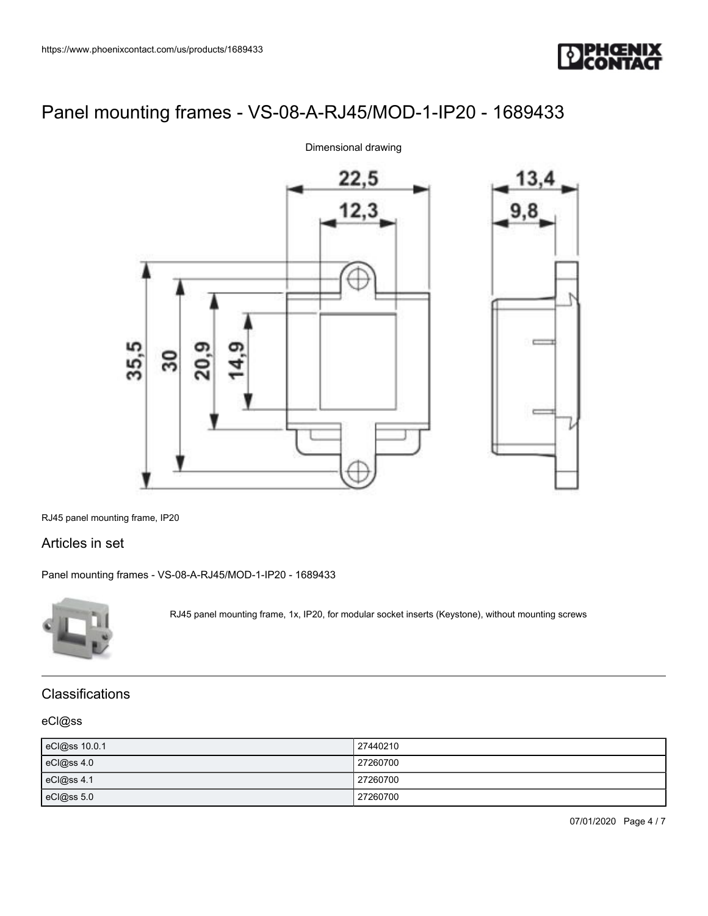# Panel mounting frames - VS-08-A-RJ45/MOD-1-IP20 - 1689433

Dimensional drawing

RJ45 panel mounting frame, IP20

## Articles in set

Panel mounting frames - VS-08-A-RJ45/MOD-1-IP20 - 1689433

RJ45 panel mounting frame, 1x, IP20, for modular socket inserts (Keystone), without mounting screws

## Classifications

### eCl@ss

| eCl@ss 10.0.1 | 27440210 |
|---|---|
| eCl@ss 4.0 | 27260700 |
| eCl@ss 4.1 | 27260700 |
| eCl@ss 5.0 | 27260700 |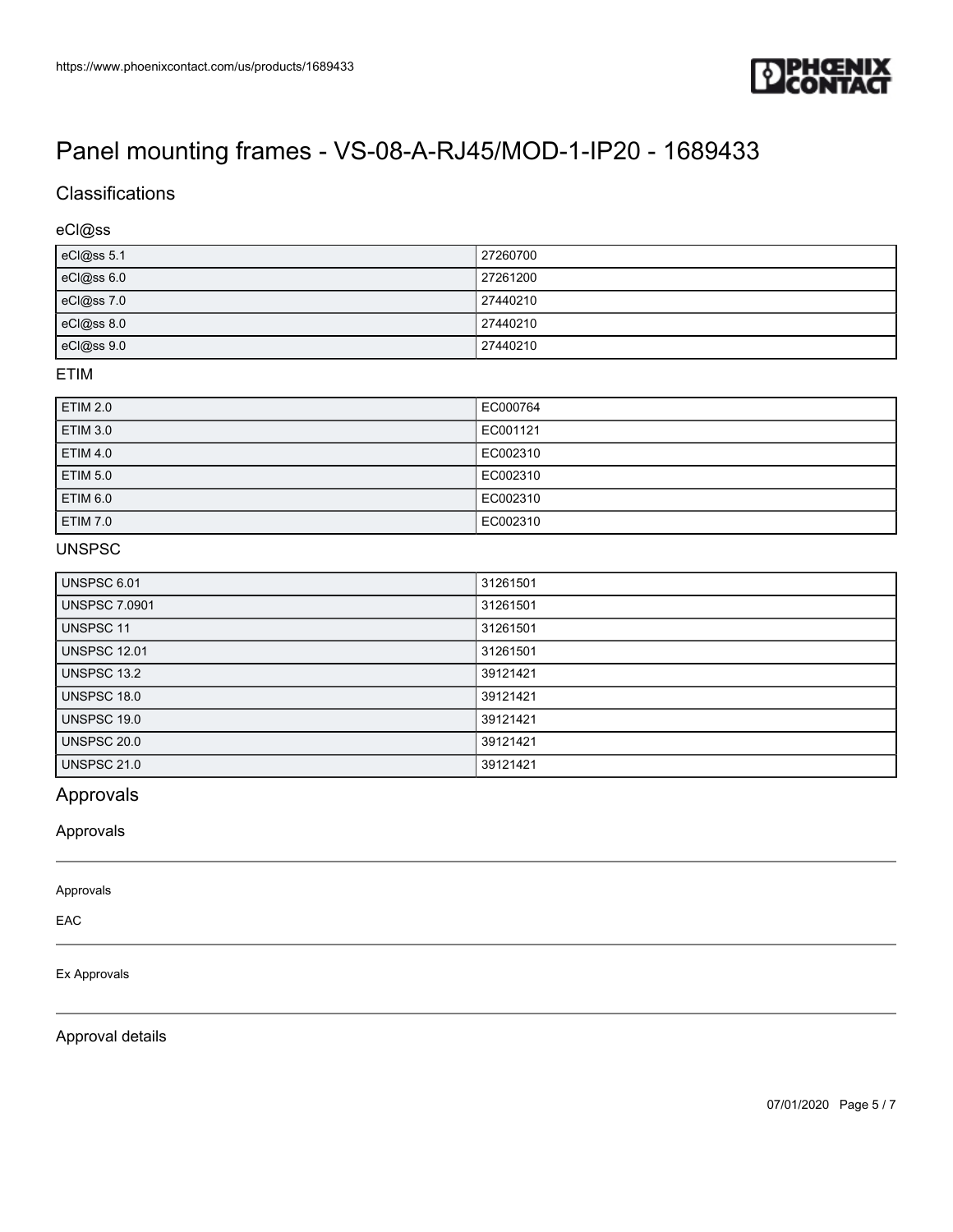# Panel mounting frames - VS-08-A-RJ45/MOD-1-IP20 - 1689433

## Classifications

### eCl@ss

| | |
|---|---|
| eCl@ss 5.1 | 27260700 |
| eCl@ss 6.0 | 27261200 |
| eCl@ss 7.0 | 27440210 |
| eCl@ss 8.0 | 27440210 |
| eCl@ss 9.0 | 27440210 |

### ETIM

| | |
|---|---|
| ETIM 2.0 | EC000764 |
| ETIM 3.0 | EC001121 |
| ETIM 4.0 | EC002310 |
| ETIM 5.0 | EC002310 |
| ETIM 6.0 | EC002310 |
| ETIM 7.0 | EC002310 |

### UNSPSC

| | |
|---|---|
| UNSPSC 6.01 | 31261501 |
| UNSPSC 7.0901 | 31261501 |
| UNSPSC 11 | 31261501 |
| UNSPSC 12.01 | 31261501 |
| UNSPSC 13.2 | 39121421 |
| UNSPSC 18.0 | 39121421 |
| UNSPSC 19.0 | 39121421 |
| UNSPSC 20.0 | 39121421 |
| UNSPSC 21.0 | 39121421 |

## Approvals

### Approvals

Approvals

EAC

Ex Approvals

### Approval details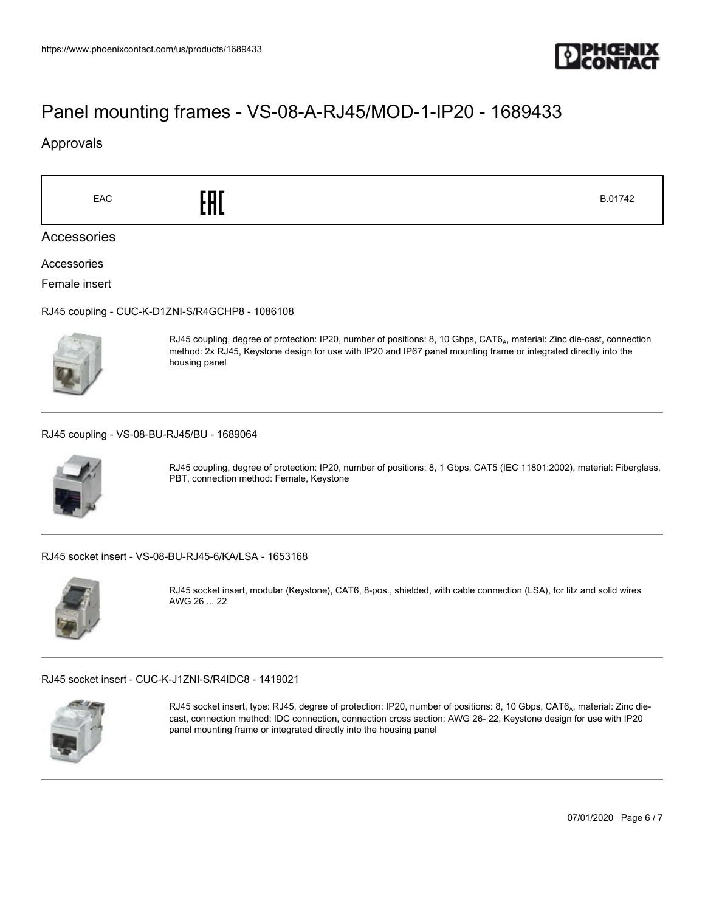# Panel mounting frames - VS-08-A-RJ45/MOD-1-IP20 - 1689433

## Approvals

| EAC | EAC | B.01742 |
|---|---|---|

## Accessories

Accessories

Female insert

RJ45 coupling - CUC-K-D1ZNI-S/R4GCHP8 - 1086108

RJ45 coupling, degree of protection: IP20, number of positions: 8, 10 Gbps, $CAT6_A$, material: Zinc die-cast, connection method: 2x RJ45, Keystone design for use with IP20 and IP67 panel mounting frame or integrated directly into the housing panel

---

RJ45 coupling - VS-08-BU-RJ45/BU - 1689064

RJ45 coupling, degree of protection: IP20, number of positions: 8, 1 Gbps, CAT5 (IEC 11801:2002), material: Fiberglass, PBT, connection method: Female, Keystone

---

RJ45 socket insert - VS-08-BU-RJ45-6/KA/LSA - 1653168

RJ45 socket insert, modular (Keystone), CAT6, 8-pos., shielded, with cable connection (LSA), for litz and solid wires AWG 26 ... 22

---

RJ45 socket insert - CUC-K-J1ZNI-S/R4IDC8 - 1419021

RJ45 socket insert, type: RJ45, degree of protection: IP20, number of positions: 8, 10 Gbps, $CAT6_A$, material: Zinc die-cast, connection method: IDC connection, connection cross section: AWG 26- 22, Keystone design for use with IP20 panel mounting frame or integrated directly into the housing panel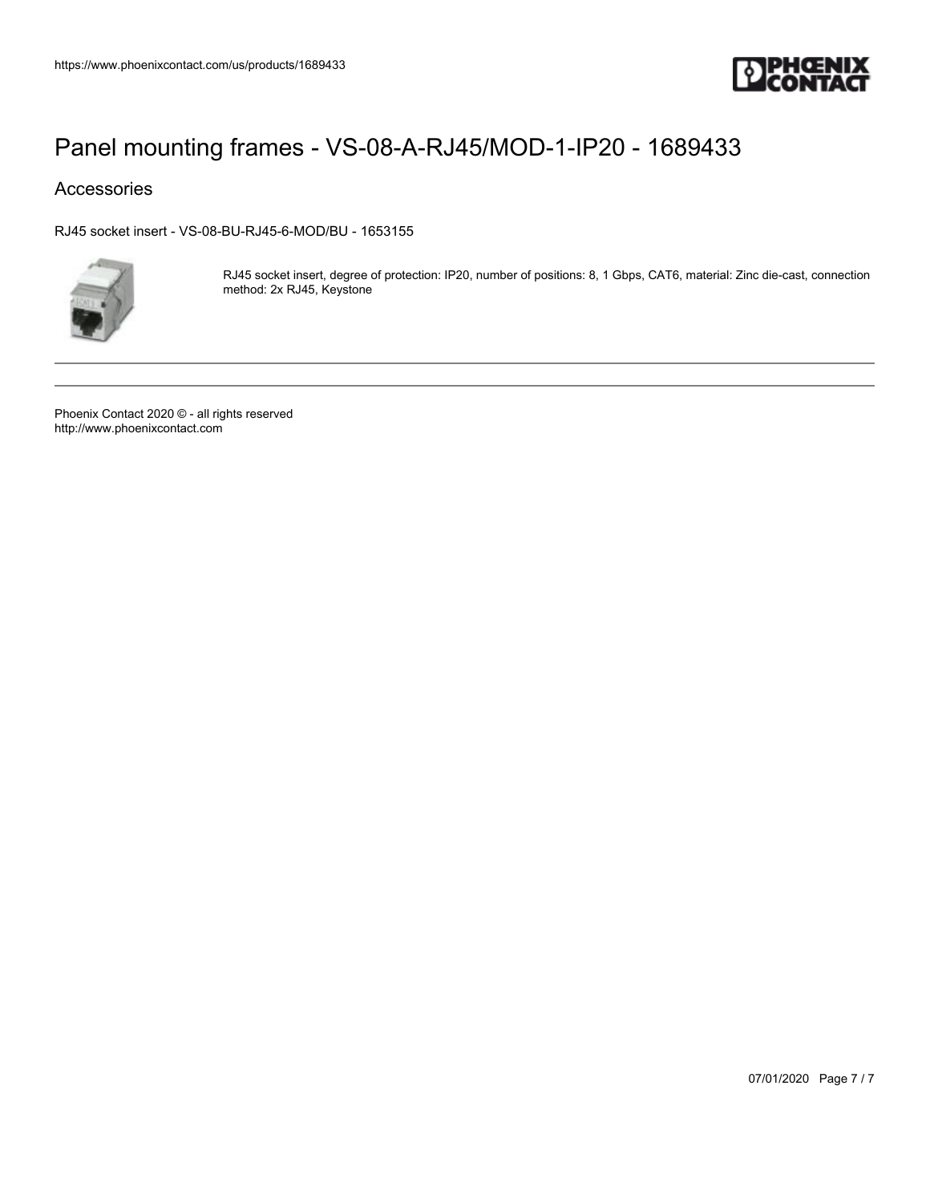# Panel mounting frames - VS-08-A-RJ45/MOD-1-IP20 - 1689433

## Accessories

RJ45 socket insert - VS-08-BU-RJ45-6-MOD/BU - 1653155

RJ45 socket insert, degree of protection: IP20, number of positions: 8, 1 Gbps, CAT6, material: Zinc die-cast, connection method: 2x RJ45, Keystone

---

Phoenix Contact 2020 © - all rights reserved
http://www.phoenixcontact.com